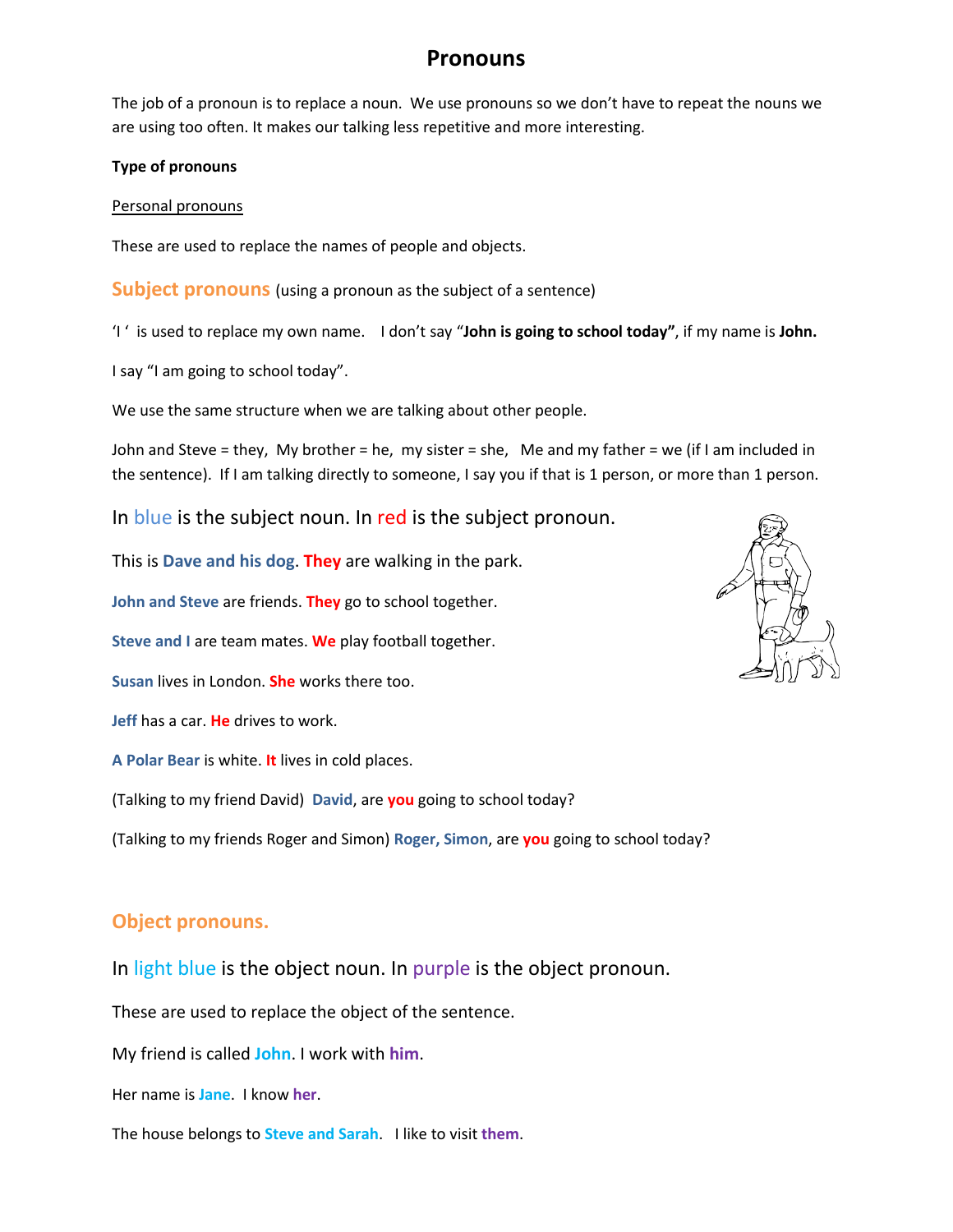# Pronouns

The job of a pronoun is to replace a noun. We use pronouns so we don't have to repeat the nouns we are using too often. It makes our talking less repetitive and more interesting.

**Type of pronouns**

Personal pronouns

These are used to replace the names of people and objects.

## Subject pronouns (using a pronoun as the subject of a sentence)

'I ' is used to replace my own name. I don't say "**John is going to school today"**, if my name is **John.**

I say "I am going to school today".

We use the same structure when we are talking about other people.

John and Steve = they, My brother = he, my sister = she, Me and my father = we (if I am included in the sentence). If I am talking directly to someone, I say you if that is 1 person, or more than 1 person.

In blue is the subject noun. In red is the subject pronoun.

This is **Dave and his dog**. **They** are walking in the park.

**John and Steve** are friends. **They** go to school together.

**Steve and I** are team mates. **We** play football together.

**Susan** lives in London. **She** works there too.

**Jeff** has a car. **He** drives to work.

**A Polar Bear** is white. **It** lives in cold places.

(Talking to my friend David) **David**, are **you** going to school today?

(Talking to my friends Roger and Simon) **Roger, Simon**, are **you** going to school today?

## Object pronouns.

In light blue is the object noun. In purple is the object pronoun.

These are used to replace the object of the sentence.

My friend is called **John**. I work with **him**.

Her name is **Jane**. I know **her**.

The house belongs to **Steve and Sarah**. I like to visit **them**.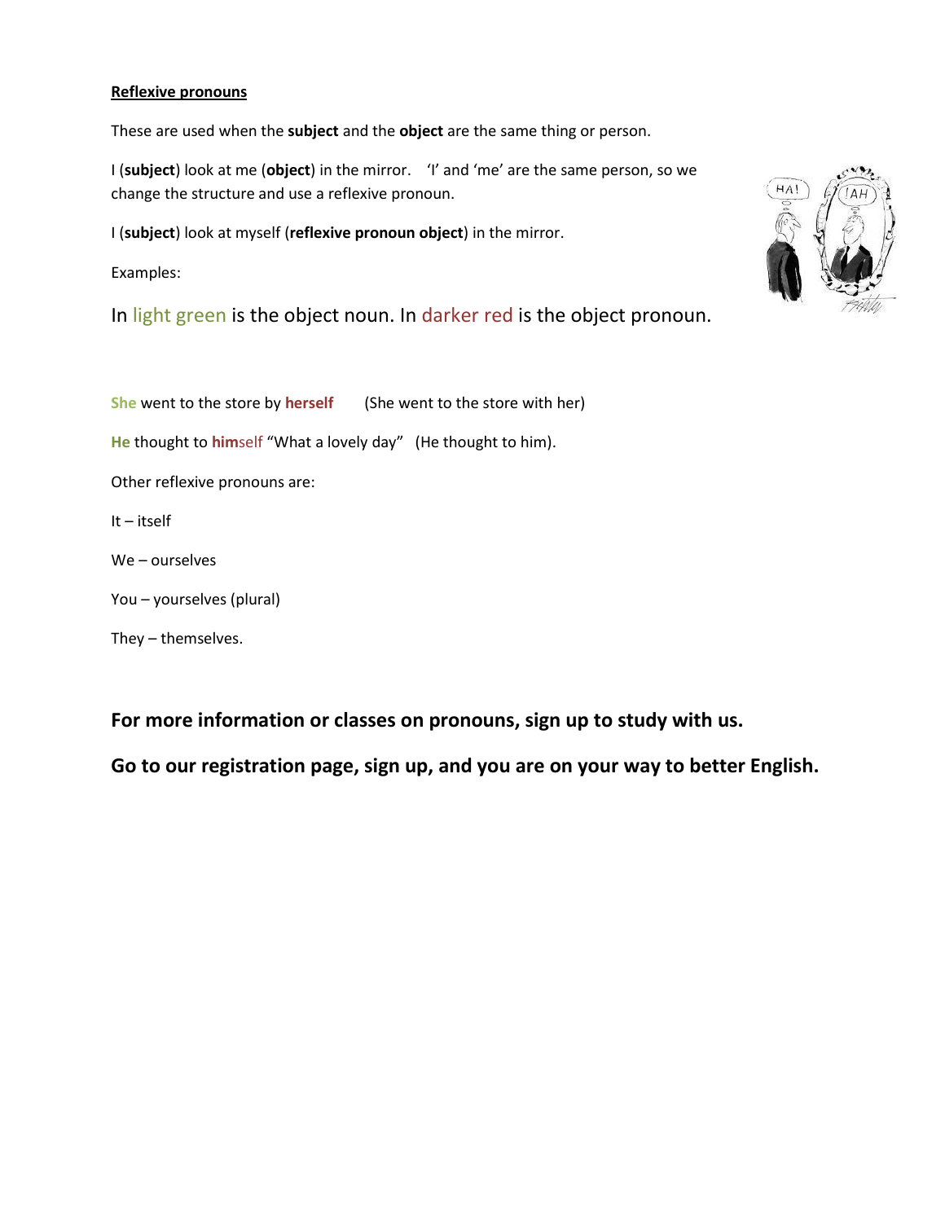**Reflexive pronouns**

These are used when the **subject** and the **object** are the same thing or person.

I (**subject**) look at me (**object**) in the mirror. 'I' and 'me' are the same person, so we change the structure and use a reflexive pronoun.

I (**subject**) look at myself (**reflexive pronoun object**) in the mirror.

Examples:

In light green is the object noun. In darker red is the object pronoun.

**She** went to the store by **herself** (She went to the store with her)

**He** thought to **him**self "What a lovely day" (He thought to him).

Other reflexive pronouns are:

It – itself

We – ourselves

You – yourselves (plural)

They – themselves.

**For more information or classes on pronouns, sign up to study with us.**

**Go to our registration page, sign up, and you are on your way to better English.**